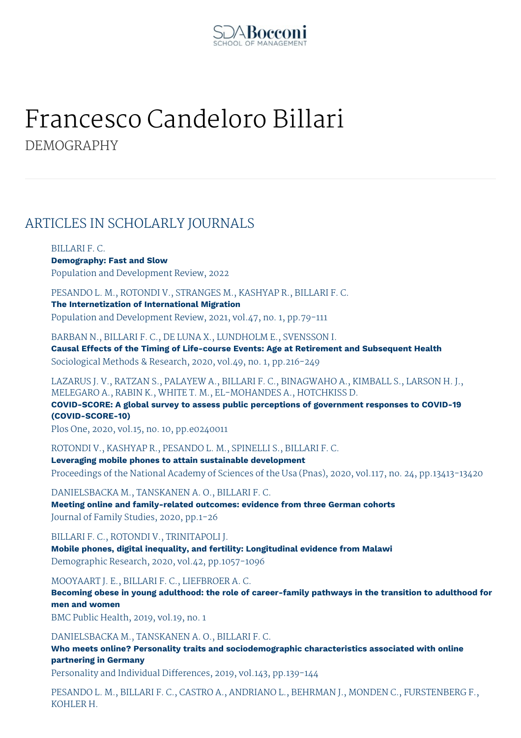# Francesco Candeloro Billari

DEMOGRAPHY

## ARTICLES IN SCHOLARLY JOURNALS

BILLARI F. C.
**Demography: Fast and Slow**
Population and Development Review, 2022

PESANDO L. M., ROTONDI V., STRANGES M., KASHYAP R., BILLARI F. C.
**The Internetization of International Migration**
Population and Development Review, 2021, vol.47, no. 1, pp.79-111

BARBAN N., BILLARI F. C., DE LUNA X., LUNDHOLM E., SVENSSON I.
**Causal Effects of the Timing of Life-course Events: Age at Retirement and Subsequent Health**
Sociological Methods & Research, 2020, vol.49, no. 1, pp.216-249

LAZARUS J. V., RATZAN S., PALAYEW A., BILLARI F. C., BINAGWAHO A., KIMBALL S., LARSON H. J., MELEGARO A., RABIN K., WHITE T. M., EL-MOHANDES A., HOTCHKISS D.
**COVID-SCORE: A global survey to assess public perceptions of government responses to COVID-19 (COVID-SCORE-10)**
Plos One, 2020, vol.15, no. 10, pp.e0240011

ROTONDI V., KASHYAP R., PESANDO L. M., SPINELLI S., BILLARI F. C.
**Leveraging mobile phones to attain sustainable development**
Proceedings of the National Academy of Sciences of the Usa (Pnas), 2020, vol.117, no. 24, pp.13413-13420

DANIELSBACKA M., TANSKANEN A. O., BILLARI F. C.
**Meeting online and family-related outcomes: evidence from three German cohorts**
Journal of Family Studies, 2020, pp.1-26

BILLARI F. C., ROTONDI V., TRINITAPOLI J.
**Mobile phones, digital inequality, and fertility: Longitudinal evidence from Malawi**
Demographic Research, 2020, vol.42, pp.1057-1096

MOOYAART J. E., BILLARI F. C., LIEFBROER A. C.
**Becoming obese in young adulthood: the role of career-family pathways in the transition to adulthood for men and women**
BMC Public Health, 2019, vol.19, no. 1

DANIELSBACKA M., TANSKANEN A. O., BILLARI F. C.
**Who meets online? Personality traits and sociodemographic characteristics associated with online partnering in Germany**
Personality and Individual Differences, 2019, vol.143, pp.139-144

PESANDO L. M., BILLARI F. C., CASTRO A., ANDRIANO L., BEHRMAN J., MONDEN C., FURSTENBERG F., KOHLER H.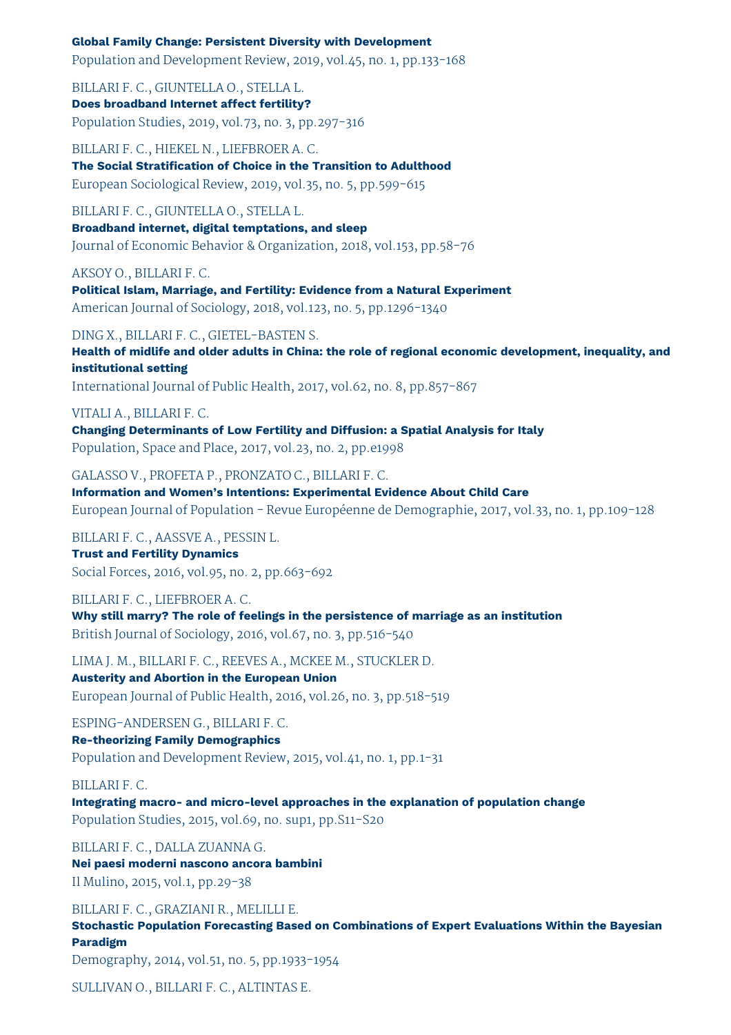**Global Family Change: Persistent Diversity with Development**
Population and Development Review, 2019, vol.45, no. 1, pp.133-168

BILLARI F. C., GIUNTELLA O., STELLA L.
**Does broadband Internet affect fertility?**
Population Studies, 2019, vol.73, no. 3, pp.297-316

BILLARI F. C., HIEKEL N., LIEFBROER A. C.
**The Social Stratification of Choice in the Transition to Adulthood**
European Sociological Review, 2019, vol.35, no. 5, pp.599-615

BILLARI F. C., GIUNTELLA O., STELLA L.
**Broadband internet, digital temptations, and sleep**
Journal of Economic Behavior & Organization, 2018, vol.153, pp.58-76

AKSOY O., BILLARI F. C.
**Political Islam, Marriage, and Fertility: Evidence from a Natural Experiment**
American Journal of Sociology, 2018, vol.123, no. 5, pp.1296-1340

DING X., BILLARI F. C., GIETEL-BASTEN S.
**Health of midlife and older adults in China: the role of regional economic development, inequality, and institutional setting**
International Journal of Public Health, 2017, vol.62, no. 8, pp.857-867

VITALI A., BILLARI F. C.
**Changing Determinants of Low Fertility and Diffusion: a Spatial Analysis for Italy**
Population, Space and Place, 2017, vol.23, no. 2, pp.e1998

GALASSO V., PROFETA P., PRONZATO C., BILLARI F. C.
**Information and Women's Intentions: Experimental Evidence About Child Care**
European Journal of Population - Revue Européenne de Demographie, 2017, vol.33, no. 1, pp.109-128

BILLARI F. C., AASSVE A., PESSIN L.
**Trust and Fertility Dynamics**
Social Forces, 2016, vol.95, no. 2, pp.663-692

BILLARI F. C., LIEFBROER A. C.
**Why still marry? The role of feelings in the persistence of marriage as an institution**
British Journal of Sociology, 2016, vol.67, no. 3, pp.516-540

LIMA J. M., BILLARI F. C., REEVES A., MCKEE M., STUCKLER D.
**Austerity and Abortion in the European Union**
European Journal of Public Health, 2016, vol.26, no. 3, pp.518-519

ESPING-ANDERSEN G., BILLARI F. C.
**Re-theorizing Family Demographics**
Population and Development Review, 2015, vol.41, no. 1, pp.1-31

BILLARI F. C.
**Integrating macro- and micro-level approaches in the explanation of population change**
Population Studies, 2015, vol.69, no. sup1, pp.S11-S20

BILLARI F. C., DALLA ZUANNA G.
**Nei paesi moderni nascono ancora bambini**
Il Mulino, 2015, vol.1, pp.29-38

BILLARI F. C., GRAZIANI R., MELILLI E.
**Stochastic Population Forecasting Based on Combinations of Expert Evaluations Within the Bayesian Paradigm**
Demography, 2014, vol.51, no. 5, pp.1933-1954

SULLIVAN O., BILLARI F. C., ALTINTAS E.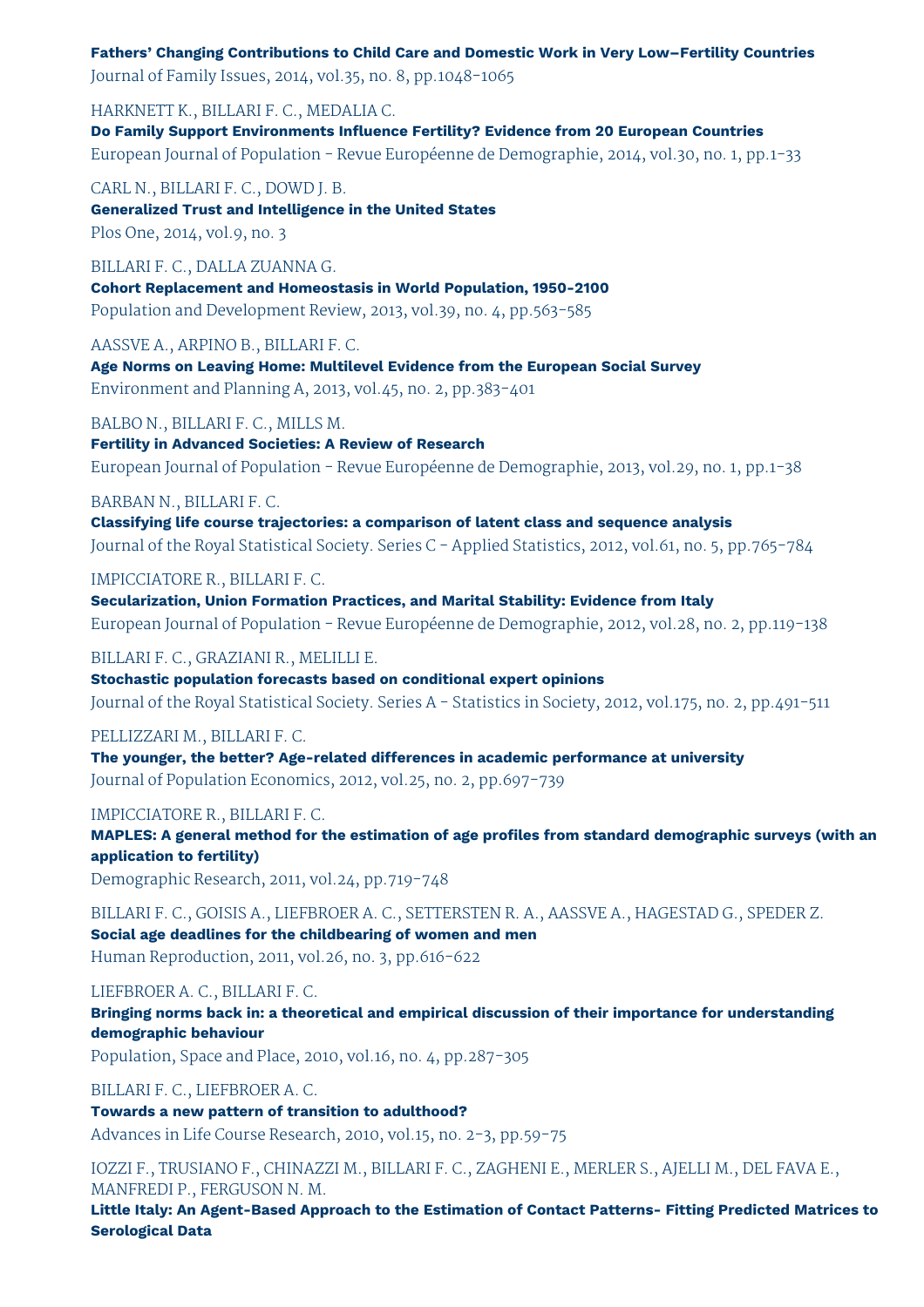**Fathers' Changing Contributions to Child Care and Domestic Work in Very Low–Fertility Countries**
Journal of Family Issues, 2014, vol.35, no. 8, pp.1048-1065

HARKNETT K., BILLARI F. C., MEDALIA C.
**Do Family Support Environments Influence Fertility? Evidence from 20 European Countries**
European Journal of Population - Revue Européenne de Demographie, 2014, vol.30, no. 1, pp.1-33

CARL N., BILLARI F. C., DOWD J. B.
**Generalized Trust and Intelligence in the United States**
Plos One, 2014, vol.9, no. 3

BILLARI F. C., DALLA ZUANNA G.
**Cohort Replacement and Homeostasis in World Population, 1950-2100**
Population and Development Review, 2013, vol.39, no. 4, pp.563-585

AASSVE A., ARPINO B., BILLARI F. C.
**Age Norms on Leaving Home: Multilevel Evidence from the European Social Survey**
Environment and Planning A, 2013, vol.45, no. 2, pp.383-401

BALBO N., BILLARI F. C., MILLS M.
**Fertility in Advanced Societies: A Review of Research**
European Journal of Population - Revue Européenne de Demographie, 2013, vol.29, no. 1, pp.1-38

BARBAN N., BILLARI F. C.
**Classifying life course trajectories: a comparison of latent class and sequence analysis**
Journal of the Royal Statistical Society. Series C - Applied Statistics, 2012, vol.61, no. 5, pp.765-784

IMPICCIATORE R., BILLARI F. C.
**Secularization, Union Formation Practices, and Marital Stability: Evidence from Italy**
European Journal of Population - Revue Européenne de Demographie, 2012, vol.28, no. 2, pp.119-138

BILLARI F. C., GRAZIANI R., MELILLI E.
**Stochastic population forecasts based on conditional expert opinions**
Journal of the Royal Statistical Society. Series A - Statistics in Society, 2012, vol.175, no. 2, pp.491-511

PELLIZZARI M., BILLARI F. C.
**The younger, the better? Age-related differences in academic performance at university**
Journal of Population Economics, 2012, vol.25, no. 2, pp.697-739

IMPICCIATORE R., BILLARI F. C.
**MAPLES: A general method for the estimation of age profiles from standard demographic surveys (with an application to fertility)**
Demographic Research, 2011, vol.24, pp.719-748

BILLARI F. C., GOISIS A., LIEFBROER A. C., SETTERSTEN R. A., AASSVE A., HAGESTAD G., SPEDER Z.
**Social age deadlines for the childbearing of women and men**
Human Reproduction, 2011, vol.26, no. 3, pp.616-622

LIEFBROER A. C., BILLARI F. C.
**Bringing norms back in: a theoretical and empirical discussion of their importance for understanding demographic behaviour**
Population, Space and Place, 2010, vol.16, no. 4, pp.287-305

BILLARI F. C., LIEFBROER A. C.
**Towards a new pattern of transition to adulthood?**
Advances in Life Course Research, 2010, vol.15, no. 2-3, pp.59-75

IOZZI F., TRUSIANO F., CHINAZZI M., BILLARI F. C., ZAGHENI E., MERLER S., AJELLI M., DEL FAVA E., MANFREDI P., FERGUSON N. M.
**Little Italy: An Agent-Based Approach to the Estimation of Contact Patterns- Fitting Predicted Matrices to Serological Data**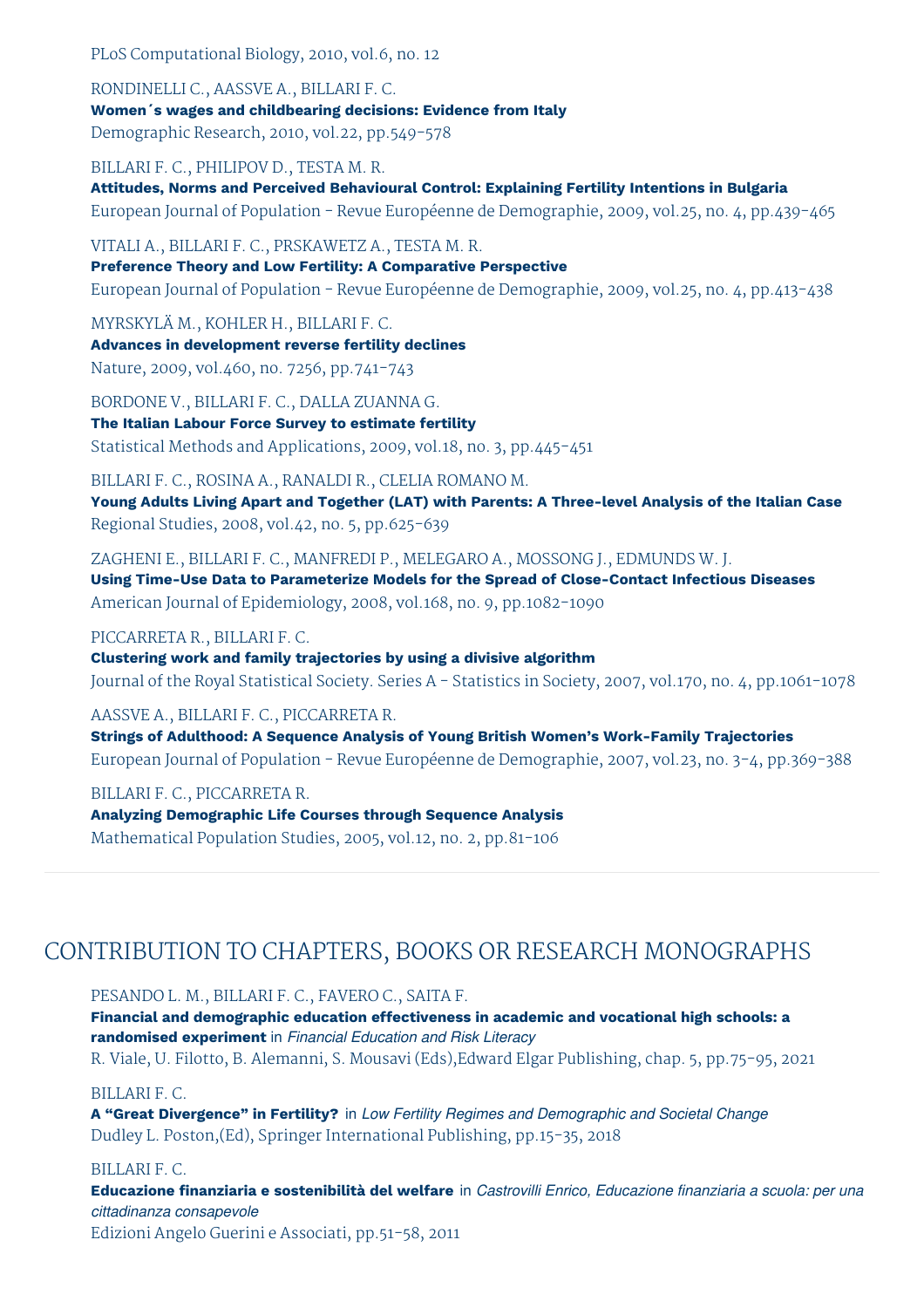PLoS Computational Biology, 2010, vol.6, no. 12

RONDINELLI C., AASSVE A., BILLARI F. C.
**Women´s wages and childbearing decisions: Evidence from Italy**
Demographic Research, 2010, vol.22, pp.549-578

BILLARI F. C., PHILIPOV D., TESTA M. R.
**Attitudes, Norms and Perceived Behavioural Control: Explaining Fertility Intentions in Bulgaria**
European Journal of Population - Revue Européenne de Demographie, 2009, vol.25, no. 4, pp.439-465

VITALI A., BILLARI F. C., PRSKAWETZ A., TESTA M. R.
**Preference Theory and Low Fertility: A Comparative Perspective**
European Journal of Population - Revue Européenne de Demographie, 2009, vol.25, no. 4, pp.413-438

MYRSKYLÄ M., KOHLER H., BILLARI F. C.
**Advances in development reverse fertility declines**
Nature, 2009, vol.460, no. 7256, pp.741-743

BORDONE V., BILLARI F. C., DALLA ZUANNA G.
**The Italian Labour Force Survey to estimate fertility**
Statistical Methods and Applications, 2009, vol.18, no. 3, pp.445-451

BILLARI F. C., ROSINA A., RANALDI R., CLELIA ROMANO M.
**Young Adults Living Apart and Together (LAT) with Parents: A Three-level Analysis of the Italian Case**
Regional Studies, 2008, vol.42, no. 5, pp.625-639

ZAGHENI E., BILLARI F. C., MANFREDI P., MELEGARO A., MOSSONG J., EDMUNDS W. J.
**Using Time-Use Data to Parameterize Models for the Spread of Close-Contact Infectious Diseases**
American Journal of Epidemiology, 2008, vol.168, no. 9, pp.1082-1090

PICCARRETA R., BILLARI F. C.
**Clustering work and family trajectories by using a divisive algorithm**
Journal of the Royal Statistical Society. Series A - Statistics in Society, 2007, vol.170, no. 4, pp.1061-1078

AASSVE A., BILLARI F. C., PICCARRETA R.
**Strings of Adulthood: A Sequence Analysis of Young British Women's Work-Family Trajectories**
European Journal of Population - Revue Européenne de Demographie, 2007, vol.23, no. 3-4, pp.369-388

BILLARI F. C., PICCARRETA R.
**Analyzing Demographic Life Courses through Sequence Analysis**
Mathematical Population Studies, 2005, vol.12, no. 2, pp.81-106

## CONTRIBUTION TO CHAPTERS, BOOKS OR RESEARCH MONOGRAPHS

PESANDO L. M., BILLARI F. C., FAVERO C., SAITA F.
**Financial and demographic education effectiveness in academic and vocational high schools: a randomised experiment** in *Financial Education and Risk Literacy*
R. Viale, U. Filotto, B. Alemanni, S. Mousavi (Eds),Edward Elgar Publishing, chap. 5, pp.75-95, 2021

BILLARI F. C.
**A "Great Divergence" in Fertility?** in *Low Fertility Regimes and Demographic and Societal Change*
Dudley L. Poston,(Ed), Springer International Publishing, pp.15-35, 2018

BILLARI F. C.
**Educazione finanziaria e sostenibilità del welfare** in *Castrovilli Enrico, Educazione finanziaria a scuola: per una cittadinanza consapevole*
Edizioni Angelo Guerini e Associati, pp.51-58, 2011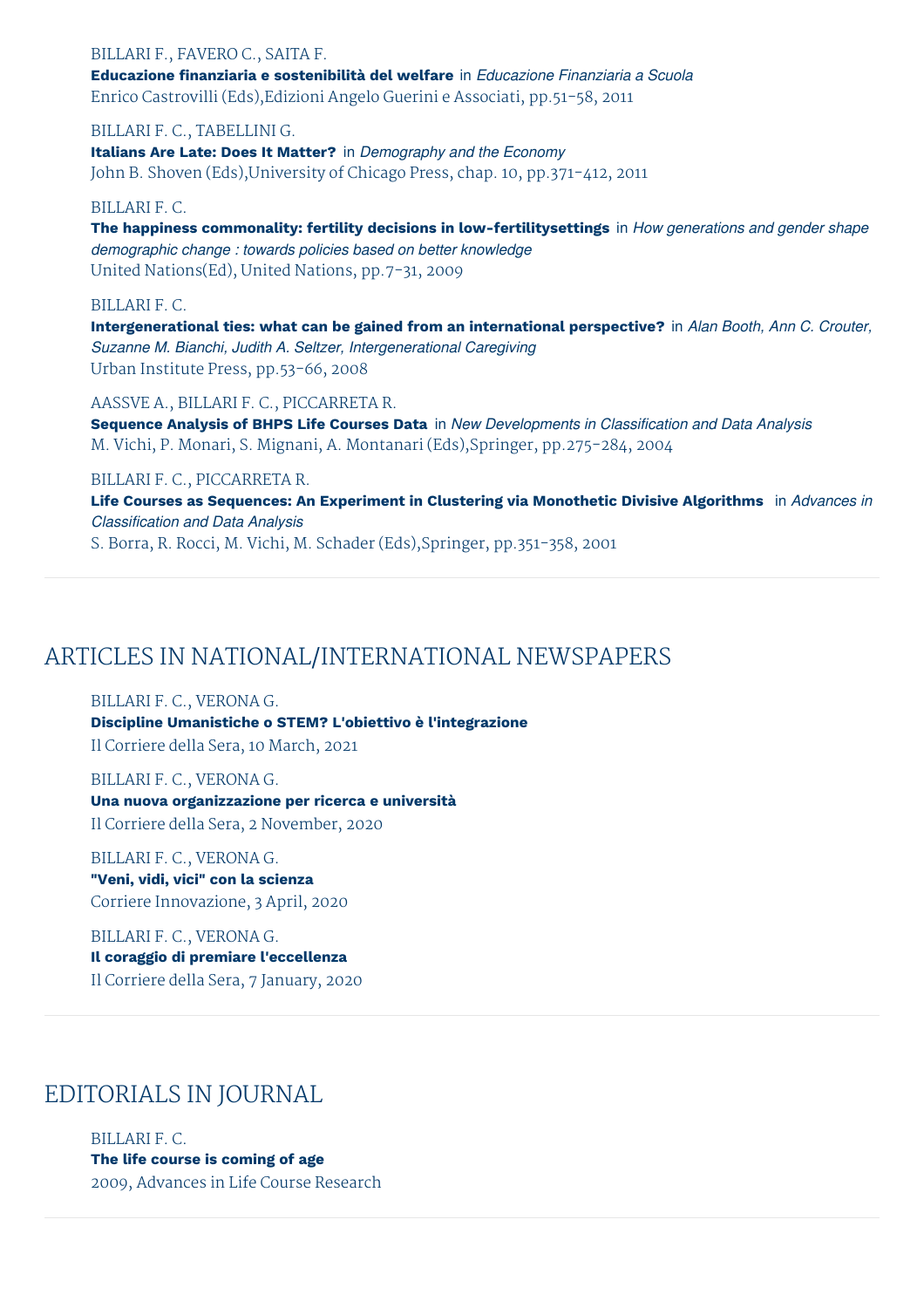BILLARI F., FAVERO C., SAITA F.
**Educazione finanziaria e sostenibilità del welfare** in *Educazione Finanziaria a Scuola*
Enrico Castrovilli (Eds),Edizioni Angelo Guerini e Associati, pp.51-58, 2011

BILLARI F. C., TABELLINI G.
**Italians Are Late: Does It Matter?** in *Demography and the Economy*
John B. Shoven (Eds),University of Chicago Press, chap. 10, pp.371-412, 2011

BILLARI F. C.
**The happiness commonality: fertility decisions in low-fertilitysettings** in *How generations and gender shape demographic change : towards policies based on better knowledge*
United Nations(Ed), United Nations, pp.7-31, 2009

BILLARI F. C.
**Intergenerational ties: what can be gained from an international perspective?** in *Alan Booth, Ann C. Crouter, Suzanne M. Bianchi, Judith A. Seltzer, Intergenerational Caregiving*
Urban Institute Press, pp.53-66, 2008

AASSVE A., BILLARI F. C., PICCARRETA R.
**Sequence Analysis of BHPS Life Courses Data** in *New Developments in Classification and Data Analysis*
M. Vichi, P. Monari, S. Mignani, A. Montanari (Eds),Springer, pp.275-284, 2004

BILLARI F. C., PICCARRETA R.
**Life Courses as Sequences: An Experiment in Clustering via Monothetic Divisive Algorithms** in *Advances in Classification and Data Analysis*
S. Borra, R. Rocci, M. Vichi, M. Schader (Eds),Springer, pp.351-358, 2001

## ARTICLES IN NATIONAL/INTERNATIONAL NEWSPAPERS

BILLARI F. C., VERONA G.
**Discipline Umanistiche o STEM? L'obiettivo è l'integrazione**
Il Corriere della Sera, 10 March, 2021

BILLARI F. C., VERONA G.
**Una nuova organizzazione per ricerca e università**
Il Corriere della Sera, 2 November, 2020

BILLARI F. C., VERONA G.
**"Veni, vidi, vici" con la scienza**
Corriere Innovazione, 3 April, 2020

BILLARI F. C., VERONA G.
**Il coraggio di premiare l'eccellenza**
Il Corriere della Sera, 7 January, 2020

## EDITORIALS IN JOURNAL

BILLARI F. C.
**The life course is coming of age**
2009, Advances in Life Course Research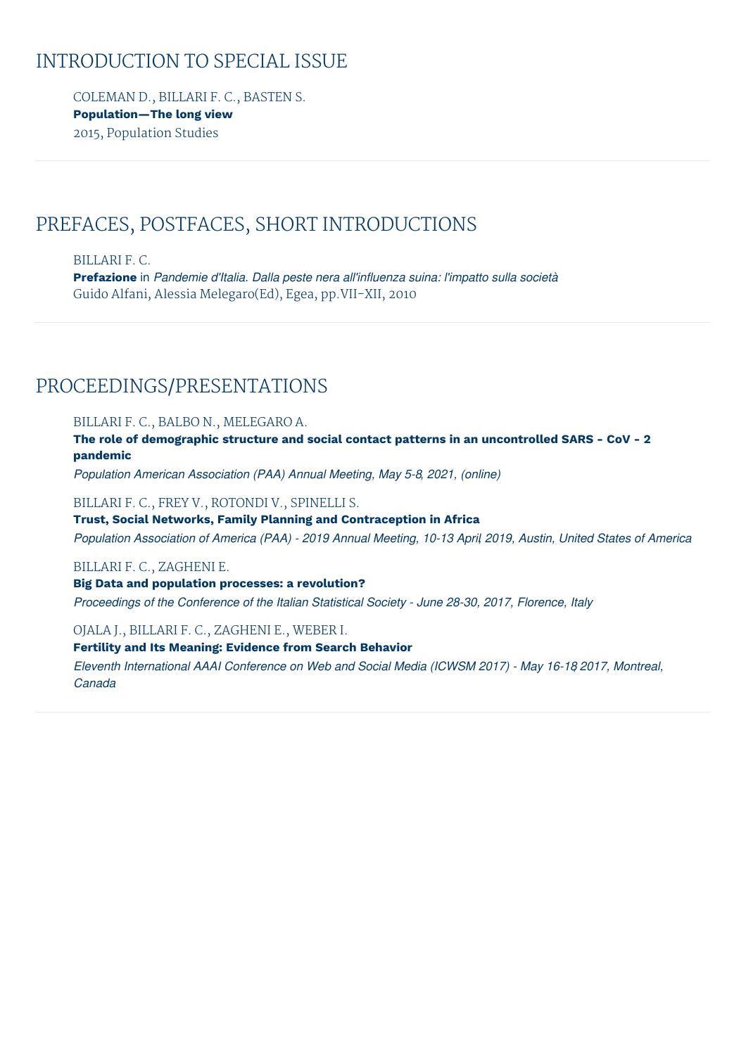## INTRODUCTION TO SPECIAL ISSUE

COLEMAN D., BILLARI F. C., BASTEN S.
**Population—The long view**
2015, Population Studies

## PREFACES, POSTFACES, SHORT INTRODUCTIONS

BILLARI F. C.
**Prefazione** in *Pandemie d'Italia. Dalla peste nera all'influenza suina: l'impatto sulla società*
Guido Alfani, Alessia Melegaro(Ed), Egea, pp.VII-XII, 2010

## PROCEEDINGS/PRESENTATIONS

BILLARI F. C., BALBO N., MELEGARO A.
**The role of demographic structure and social contact patterns in an uncontrolled SARS - CoV - 2 pandemic**
*Population American Association (PAA) Annual Meeting, May 5-8, 2021, (online)*

BILLARI F. C., FREY V., ROTONDI V., SPINELLI S.
**Trust, Social Networks, Family Planning and Contraception in Africa**
*Population Association of America (PAA) - 2019 Annual Meeting, 10-13 April, 2019, Austin, United States of America*

BILLARI F. C., ZAGHENI E.
**Big Data and population processes: a revolution?**
*Proceedings of the Conference of the Italian Statistical Society - June 28-30, 2017, Florence, Italy*

OJALA J., BILLARI F. C., ZAGHENI E., WEBER I.
**Fertility and Its Meaning: Evidence from Search Behavior**
*Eleventh International AAAI Conference on Web and Social Media (ICWSM 2017) - May 16-18, 2017, Montreal, Canada*